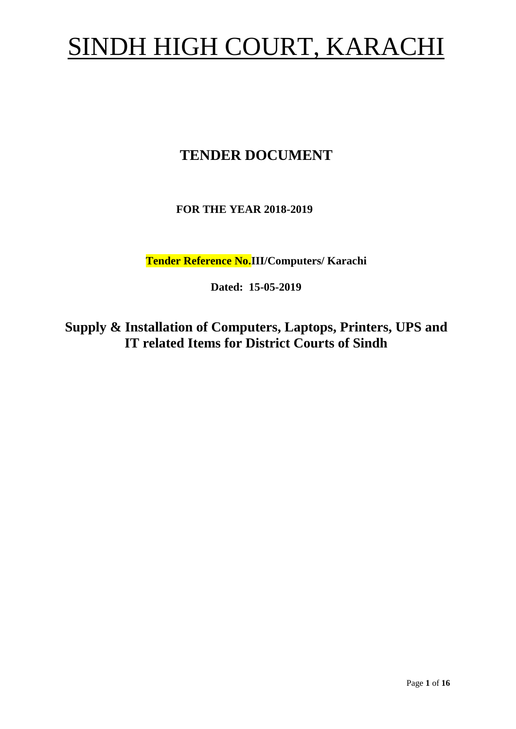# SINDH HIGH COURT, KARACHI

## TENDER DOCUMENT

**FOR THE YEAR 2018-2019**

**Tender Reference No.III/Computers/ Karachi**

**Dated: 15-05-2019**

## Supply & Installation of Computers, Laptops, Printers, UPS and IT related Items for District Courts of Sindh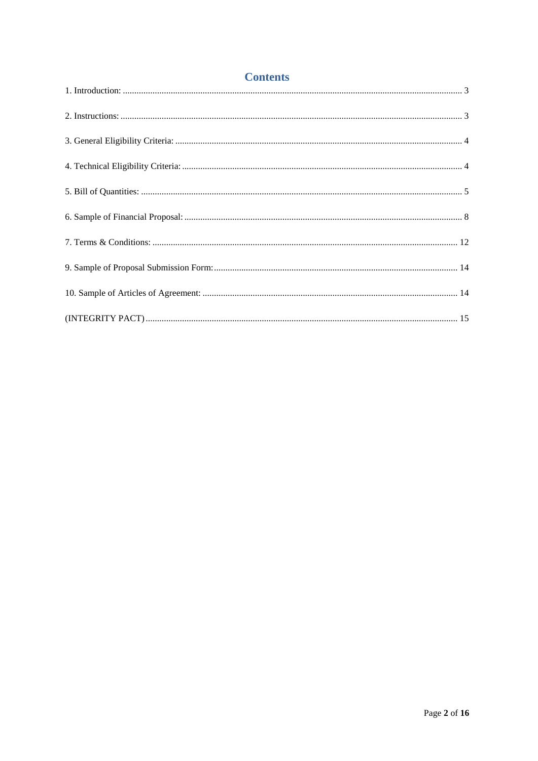# Contents

1. Introduction: .................................................................................................................................................. 3

2. Instructions: .................................................................................................................................................. 3

3. General Eligibility Criteria: ........................................................................................................................... 4

4. Technical Eligibility Criteria: ......................................................................................................................... 4

5. Bill of Quantities: ........................................................................................................................................... 5

6. Sample of Financial Proposal: ....................................................................................................................... 8

7. Terms & Conditions: .................................................................................................................................... 12

9. Sample of Proposal Submission Form: ........................................................................................................ 14

10. Sample of Articles of Agreement: .............................................................................................................. 14

(INTEGRITY PACT) ......................................................................................................................................... 15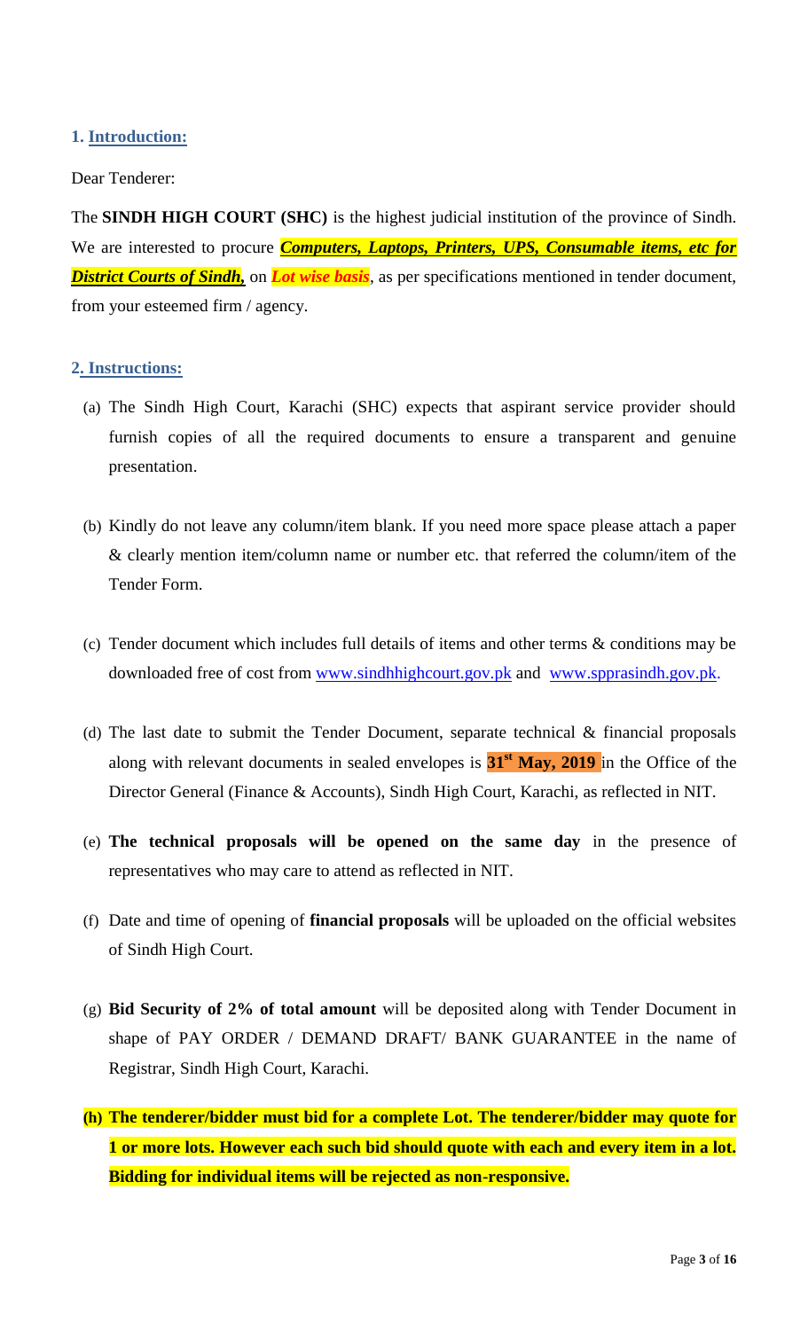## 1. Introduction:

Dear Tenderer:

The **SINDH HIGH COURT (SHC)** is the highest judicial institution of the province of Sindh. We are interested to procure ***Computers, Laptops, Printers, UPS, Consumable items, etc for District Courts of Sindh,*** on ***Lot wise basis***, as per specifications mentioned in tender document, from your esteemed firm / agency.

## 2. Instructions:

(a) The Sindh High Court, Karachi (SHC) expects that aspirant service provider should furnish copies of all the required documents to ensure a transparent and genuine presentation.

(b) Kindly do not leave any column/item blank. If you need more space please attach a paper & clearly mention item/column name or number etc. that referred the column/item of the Tender Form.

(c) Tender document which includes full details of items and other terms & conditions may be downloaded free of cost from www.sindhhighcourt.gov.pk and www.spprasindh.gov.pk.

(d) The last date to submit the Tender Document, separate technical & financial proposals along with relevant documents in sealed envelopes is **31st May, 2019** in the Office of the Director General (Finance & Accounts), Sindh High Court, Karachi, as reflected in NIT.

(e) **The technical proposals will be opened on the same day** in the presence of representatives who may care to attend as reflected in NIT.

(f) Date and time of opening of **financial proposals** will be uploaded on the official websites of Sindh High Court.

(g) **Bid Security of 2% of total amount** will be deposited along with Tender Document in shape of PAY ORDER / DEMAND DRAFT/ BANK GUARANTEE in the name of Registrar, Sindh High Court, Karachi.

**(h) The tenderer/bidder must bid for a complete Lot. The tenderer/bidder may quote for 1 or more lots. However each such bid should quote with each and every item in a lot. Bidding for individual items will be rejected as non-responsive.**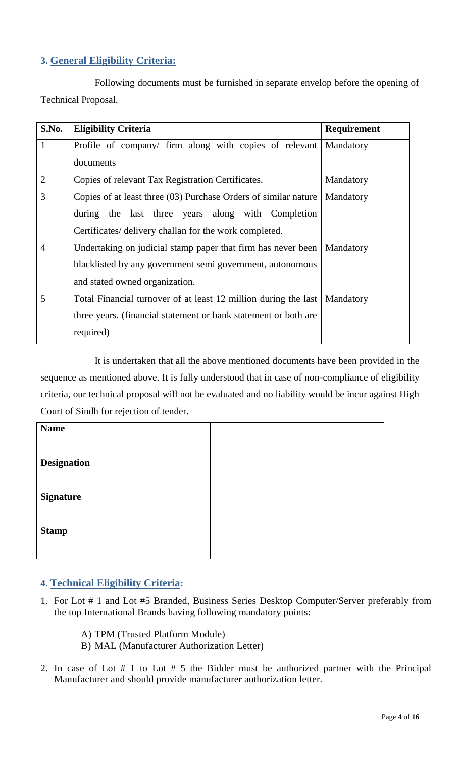## 3. General Eligibility Criteria:

Following documents must be furnished in separate envelop before the opening of Technical Proposal.

| S.No. | Eligibility Criteria | Requirement |
|---|---|---|
| 1 | Profile of company/ firm along with copies of relevant documents | Mandatory |
| 2 | Copies of relevant Tax Registration Certificates. | Mandatory |
| 3 | Copies of at least three (03) Purchase Orders of similar nature during the last three years along with Completion Certificates/ delivery challan for the work completed. | Mandatory |
| 4 | Undertaking on judicial stamp paper that firm has never been blacklisted by any government semi government, autonomous and stated owned organization. | Mandatory |
| 5 | Total Financial turnover of at least 12 million during the last three years. (financial statement or bank statement or both are required) | Mandatory |

It is undertaken that all the above mentioned documents have been provided in the sequence as mentioned above. It is fully understood that in case of non-compliance of eligibility criteria, our technical proposal will not be evaluated and no liability would be incur against High Court of Sindh for rejection of tender.

| **Name** | |
|---|---|
| **Designation** | |
| **Signature** | |
| **Stamp** | |

## 4. Technical Eligibility Criteria:

1. For Lot # 1 and Lot #5 Branded, Business Series Desktop Computer/Server preferably from the top International Brands having following mandatory points:

   A) TPM (Trusted Platform Module)
   B) MAL (Manufacturer Authorization Letter)

2. In case of Lot # 1 to Lot # 5 the Bidder must be authorized partner with the Principal Manufacturer and should provide manufacturer authorization letter.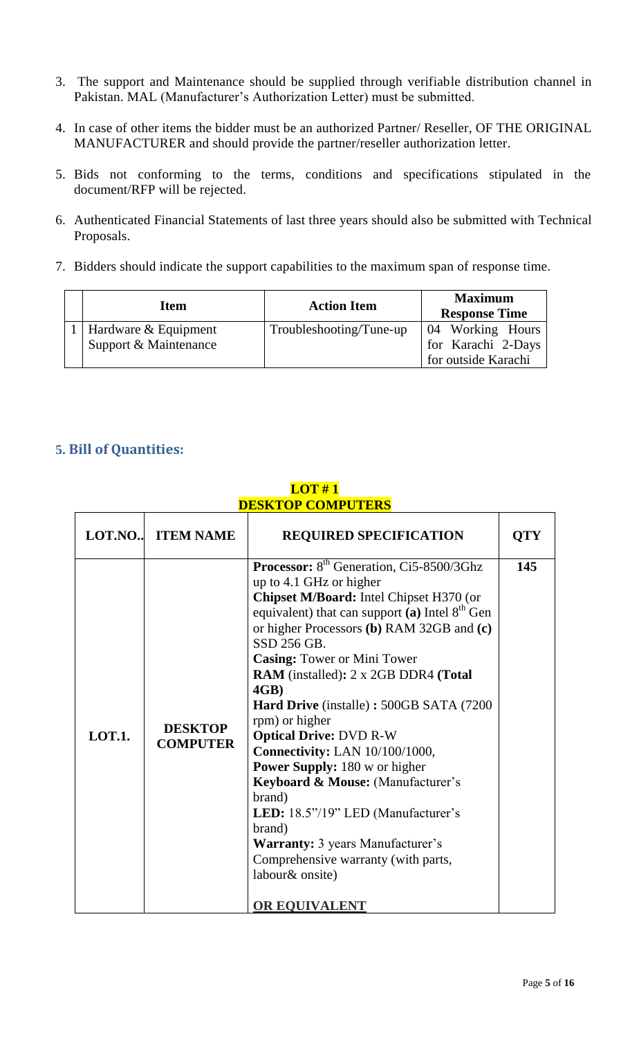3. The support and Maintenance should be supplied through verifiable distribution channel in Pakistan. MAL (Manufacturer's Authorization Letter) must be submitted.

4. In case of other items the bidder must be an authorized Partner/ Reseller, OF THE ORIGINAL MANUFACTURER and should provide the partner/reseller authorization letter.

5. Bids not conforming to the terms, conditions and specifications stipulated in the document/RFP will be rejected.

6. Authenticated Financial Statements of last three years should also be submitted with Technical Proposals.

7. Bidders should indicate the support capabilities to the maximum span of response time.

| | Item | Action Item | Maximum Response Time |
|---|---|---|---|
| 1 | Hardware & Equipment Support & Maintenance | Troubleshooting/Tune-up | 04 Working Hours for Karachi 2-Days for outside Karachi |

## 5. Bill of Quantities:

**LOT # 1**
**DESKTOP COMPUTERS**

| LOT.NO.. | ITEM NAME | REQUIRED SPECIFICATION | QTY |
|---|---|---|---|
| **LOT.1.** | **DESKTOP COMPUTER** | **Processor:** 8th Generation, Ci5-8500/3Ghz up to 4.1 GHz or higher<br>**Chipset M/Board:** Intel Chipset H370 (or equivalent) that can support **(a)** Intel 8th Gen or higher Processors **(b)** RAM 32GB and **(c)** SSD 256 GB.<br>**Casing:** Tower or Mini Tower<br>**RAM** (installed)**:** 2 x 2GB DDR4 **(Total 4GB)**<br>**Hard Drive** (installe) **:** 500GB SATA (7200 rpm) or higher<br>**Optical Drive:** DVD R-W<br>**Connectivity:** LAN 10/100/1000,<br>**Power Supply:** 180 w or higher<br>**Keyboard & Mouse:** (Manufacturer's brand)<br>**LED:** 18.5"/19" LED (Manufacturer's brand)<br>**Warranty:** 3 years Manufacturer's Comprehensive warranty (with parts, labour& onsite)<br><br>**OR EQUIVALENT** | **145** |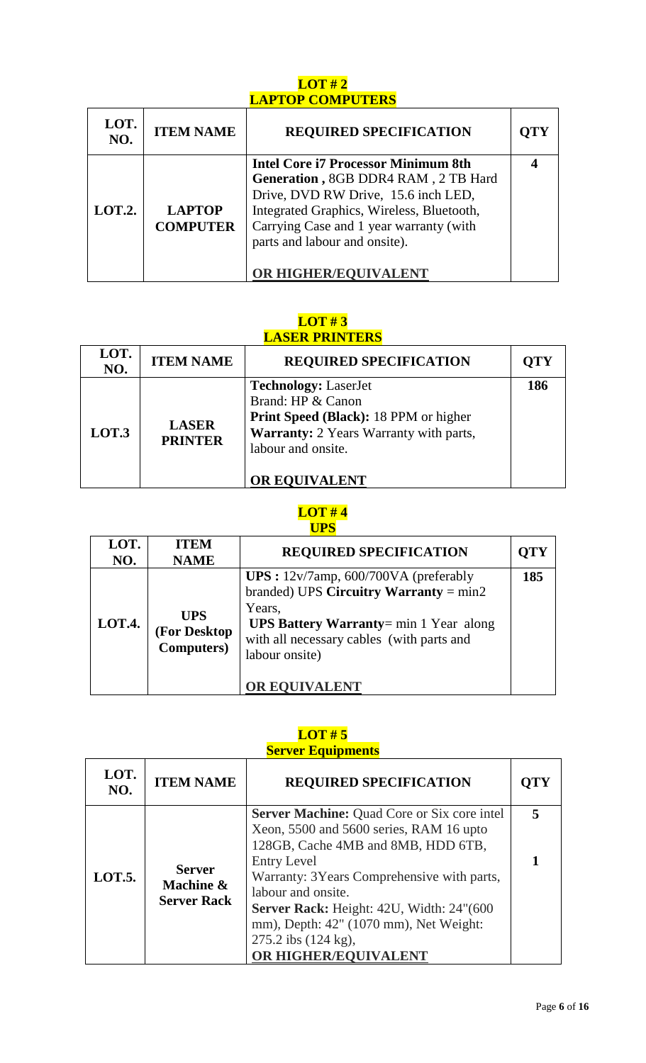## LOT # 2
## LAPTOP COMPUTERS

| LOT. NO. | ITEM NAME | REQUIRED SPECIFICATION | QTY |
|---|---|---|---|
| LOT.2. | LAPTOP COMPUTER | **Intel Core i7 Processor Minimum 8th Generation ,** 8GB DDR4 RAM , 2 TB Hard Drive, DVD RW Drive, 15.6 inch LED, Integrated Graphics, Wireless, Bluetooth, Carrying Case and 1 year warranty (with parts and labour and onsite).<br><br>**OR HIGHER/EQUIVALENT** | 4 |

## LOT # 3
## LASER PRINTERS

| LOT. NO. | ITEM NAME | REQUIRED SPECIFICATION | QTY |
|---|---|---|---|
| LOT.3 | LASER PRINTER | **Technology:** LaserJet<br>Brand: HP & Canon<br>**Print Speed (Black):** 18 PPM or higher<br>**Warranty:** 2 Years Warranty with parts, labour and onsite.<br><br>**OR EQUIVALENT** | 186 |

## LOT # 4
## UPS

| LOT. NO. | ITEM NAME | REQUIRED SPECIFICATION | QTY |
|---|---|---|---|
| LOT.4. | UPS (For Desktop Computers) | **UPS :** 12v/7amp, 600/700VA (preferably branded) UPS **Circuitry Warranty** = min2 Years,<br>**UPS Battery Warranty**= min 1 Year along with all necessary cables (with parts and labour onsite)<br><br>**OR EQUIVALENT** | 185 |

## LOT # 5
## Server Equipments

| LOT. NO. | ITEM NAME | REQUIRED SPECIFICATION | QTY |
|---|---|---|---|
| LOT.5. | Server Machine & Server Rack | **Server Machine:** Quad Core or Six core intel Xeon, 5500 and 5600 series, RAM 16 upto 128GB, Cache 4MB and 8MB, HDD 6TB, Entry Level<br>Warranty: 3Years Comprehensive with parts, labour and onsite.<br>**Server Rack:** Height: 42U, Width: 24"(600 mm), Depth: 42" (1070 mm), Net Weight: 275.2 ibs (124 kg),<br>**OR HIGHER/EQUIVALENT** | 5<br><br><br><br>1 |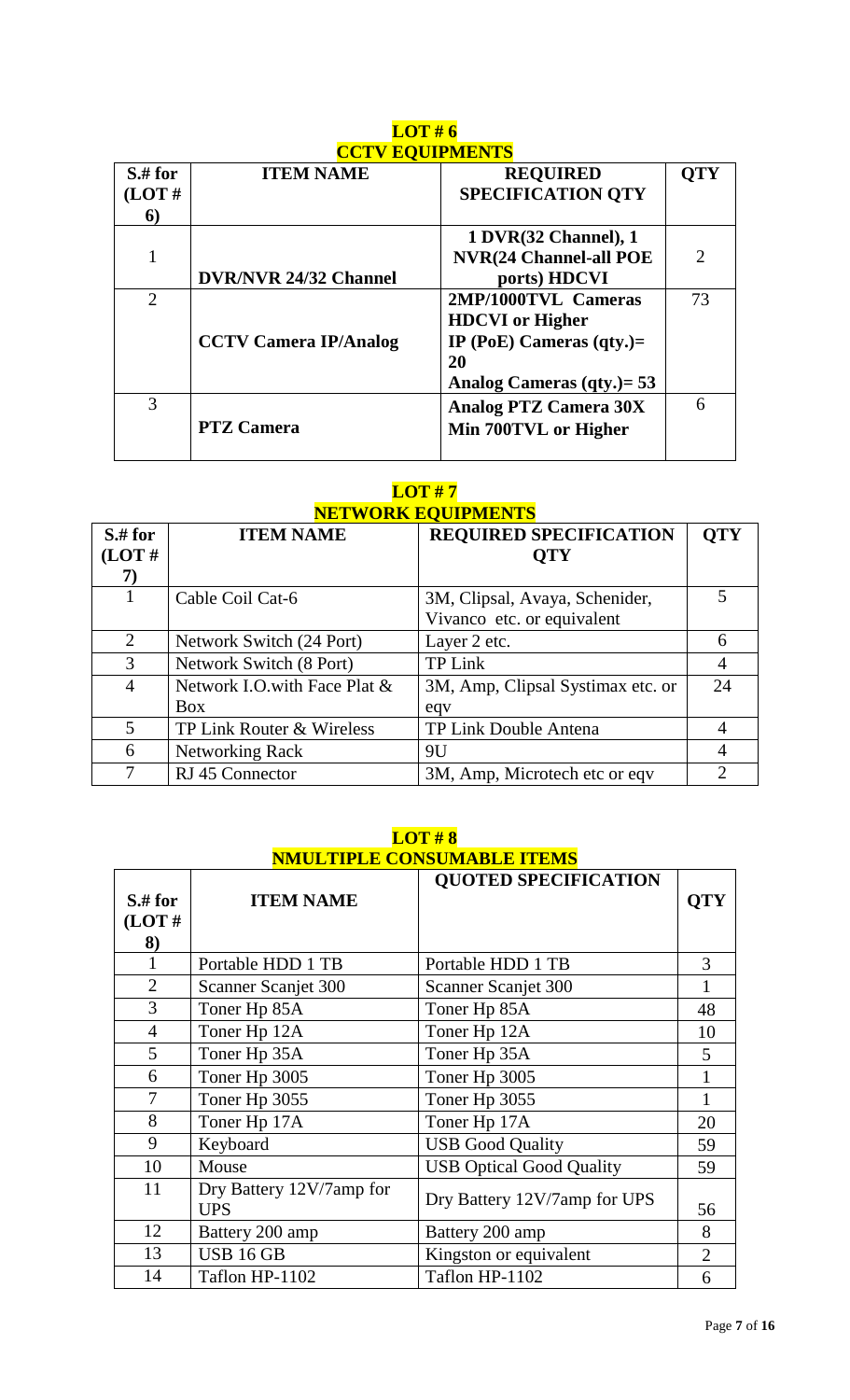## LOT # 6
## CCTV EQUIPMENTS

| S.# for (LOT # 6) | ITEM NAME | REQUIRED SPECIFICATION QTY | QTY |
|---|---|---|---|
| 1 | DVR/NVR 24/32 Channel | 1 DVR(32 Channel), 1 NVR(24 Channel-all POE ports) HDCVI | 2 |
| 2 | CCTV Camera IP/Analog | 2MP/1000TVL Cameras HDCVI or Higher IP (PoE) Cameras (qty.)= 20 Analog Cameras (qty.)= 53 | 73 |
| 3 | PTZ Camera | Analog PTZ Camera 30X Min 700TVL or Higher | 6 |

## LOT # 7
## NETWORK EQUIPMENTS

| S.# for (LOT # 7) | ITEM NAME | REQUIRED SPECIFICATION QTY | QTY |
|---|---|---|---|
| 1 | Cable Coil Cat-6 | 3M, Clipsal, Avaya, Schenider, Vivanco etc. or equivalent | 5 |
| 2 | Network Switch (24 Port) | Layer 2 etc. | 6 |
| 3 | Network Switch (8 Port) | TP Link | 4 |
| 4 | Network I.O.with Face Plat & Box | 3M, Amp, Clipsal Systimax etc. or eqv | 24 |
| 5 | TP Link Router & Wireless | TP Link Double Antena | 4 |
| 6 | Networking Rack | 9U | 4 |
| 7 | RJ 45 Connector | 3M, Amp, Microtech etc or eqv | 2 |

## LOT # 8
## NMULTIPLE CONSUMABLE ITEMS

| S.# for (LOT # 8) | ITEM NAME | QUOTED SPECIFICATION | QTY |
|---|---|---|---|
| 1 | Portable HDD 1 TB | Portable HDD 1 TB | 3 |
| 2 | Scanner Scanjet 300 | Scanner Scanjet 300 | 1 |
| 3 | Toner Hp 85A | Toner Hp 85A | 48 |
| 4 | Toner Hp 12A | Toner Hp 12A | 10 |
| 5 | Toner Hp 35A | Toner Hp 35A | 5 |
| 6 | Toner Hp 3005 | Toner Hp 3005 | 1 |
| 7 | Toner Hp 3055 | Toner Hp 3055 | 1 |
| 8 | Toner Hp 17A | Toner Hp 17A | 20 |
| 9 | Keyboard | USB Good Quality | 59 |
| 10 | Mouse | USB Optical Good Quality | 59 |
| 11 | Dry Battery 12V/7amp for UPS | Dry Battery 12V/7amp for UPS | 56 |
| 12 | Battery 200 amp | Battery 200 amp | 8 |
| 13 | USB 16 GB | Kingston or equivalent | 2 |
| 14 | Taflon HP-1102 | Taflon HP-1102 | 6 |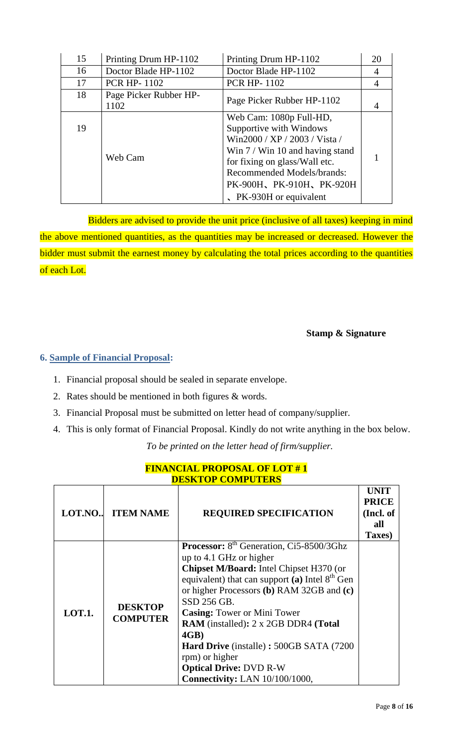| 15 | Printing Drum HP-1102 | Printing Drum HP-1102 | 20 |
|---|---|---|---|
| 16 | Doctor Blade HP-1102 | Doctor Blade HP-1102 | 4 |
| 17 | PCR HP- 1102 | PCR HP- 1102 | 4 |
| 18 | Page Picker Rubber HP-1102 | Page Picker Rubber HP-1102 | 4 |
| 19 | Web Cam | Web Cam: 1080p Full-HD, Supportive with Windows Win2000 / XP / 2003 / Vista / Win 7 / Win 10 and having stand for fixing on glass/Wall etc. Recommended Models/brands: PK-900H、PK-910H、PK-920H 、PK-930H or equivalent | 1 |

Bidders are advised to provide the unit price (inclusive of all taxes) keeping in mind the above mentioned quantities, as the quantities may be increased or decreased. However the bidder must submit the earnest money by calculating the total prices according to the quantities of each Lot.

**Stamp & Signature**

## 6. Sample of Financial Proposal:

1. Financial proposal should be sealed in separate envelope.
2. Rates should be mentioned in both figures & words.
3. Financial Proposal must be submitted on letter head of company/supplier.
4. This is only format of Financial Proposal. Kindly do not write anything in the box below.

*To be printed on the letter head of firm/supplier.*

**FINANCIAL PROPOSAL OF LOT # 1**
**DESKTOP COMPUTERS**

| LOT.NO.. | ITEM NAME | REQUIRED SPECIFICATION | UNIT PRICE (Incl. of all Taxes) |
|---|---|---|---|
| **LOT.1.** | **DESKTOP COMPUTER** | **Processor:** 8th Generation, Ci5-8500/3Ghz up to 4.1 GHz or higher<br>**Chipset M/Board:** Intel Chipset H370 (or equivalent) that can support **(a)** Intel 8th Gen or higher Processors **(b)** RAM 32GB and **(c)** SSD 256 GB.<br>**Casing:** Tower or Mini Tower<br>**RAM** (installed)**:** 2 x 2GB DDR4 **(Total 4GB)**<br>**Hard Drive** (installe) **:** 500GB SATA (7200 rpm) or higher<br>**Optical Drive:** DVD R-W<br>**Connectivity:** LAN 10/100/1000, | |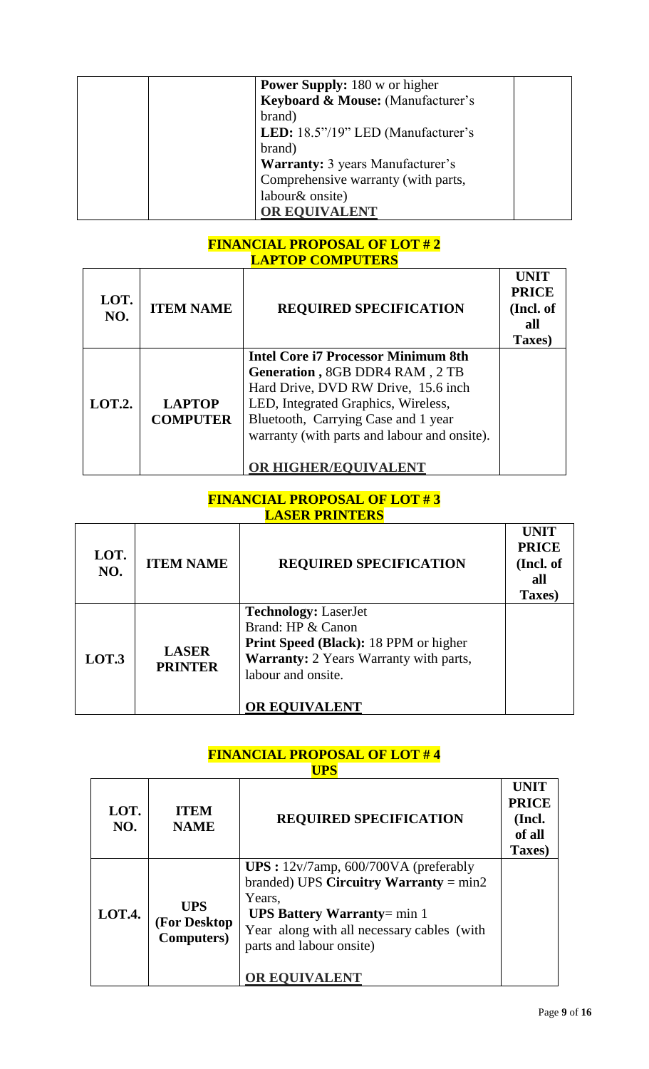| | | | |
|---|---|---|---|
| | | **Power Supply:** 180 w or higher<br>**Keyboard & Mouse:** (Manufacturer's brand)<br>**LED:** 18.5"/19" LED (Manufacturer's brand)<br>**Warranty:** 3 years Manufacturer's Comprehensive warranty (with parts, labour& onsite)<br>**OR EQUIVALENT** | |

## FINANCIAL PROPOSAL OF LOT # 2
## LAPTOP COMPUTERS

| LOT. NO. | ITEM NAME | REQUIRED SPECIFICATION | UNIT PRICE (Incl. of all Taxes) |
|---|---|---|---|
| **LOT.2.** | **LAPTOP COMPUTER** | **Intel Core i7 Processor Minimum 8th Generation ,** 8GB DDR4 RAM , 2 TB Hard Drive, DVD RW Drive, 15.6 inch LED, Integrated Graphics, Wireless, Bluetooth, Carrying Case and 1 year warranty (with parts and labour and onsite).<br><br>**OR HIGHER/EQUIVALENT** | |

## FINANCIAL PROPOSAL OF LOT # 3
## LASER PRINTERS

| LOT. NO. | ITEM NAME | REQUIRED SPECIFICATION | UNIT PRICE (Incl. of all Taxes) |
|---|---|---|---|
| **LOT.3** | **LASER PRINTER** | **Technology:** LaserJet<br>Brand: HP & Canon<br>**Print Speed (Black):** 18 PPM or higher<br>**Warranty:** 2 Years Warranty with parts, labour and onsite.<br><br>**OR EQUIVALENT** | |

## FINANCIAL PROPOSAL OF LOT # 4
## UPS

| LOT. NO. | ITEM NAME | REQUIRED SPECIFICATION | UNIT PRICE (Incl. of all Taxes) |
|---|---|---|---|
| **LOT.4.** | **UPS (For Desktop Computers)** | **UPS :** 12v/7amp, 600/700VA (preferably branded) UPS **Circuitry Warranty** = min2 Years,<br>**UPS Battery Warranty**= min 1 Year along with all necessary cables (with parts and labour onsite)<br><br>**OR EQUIVALENT** | |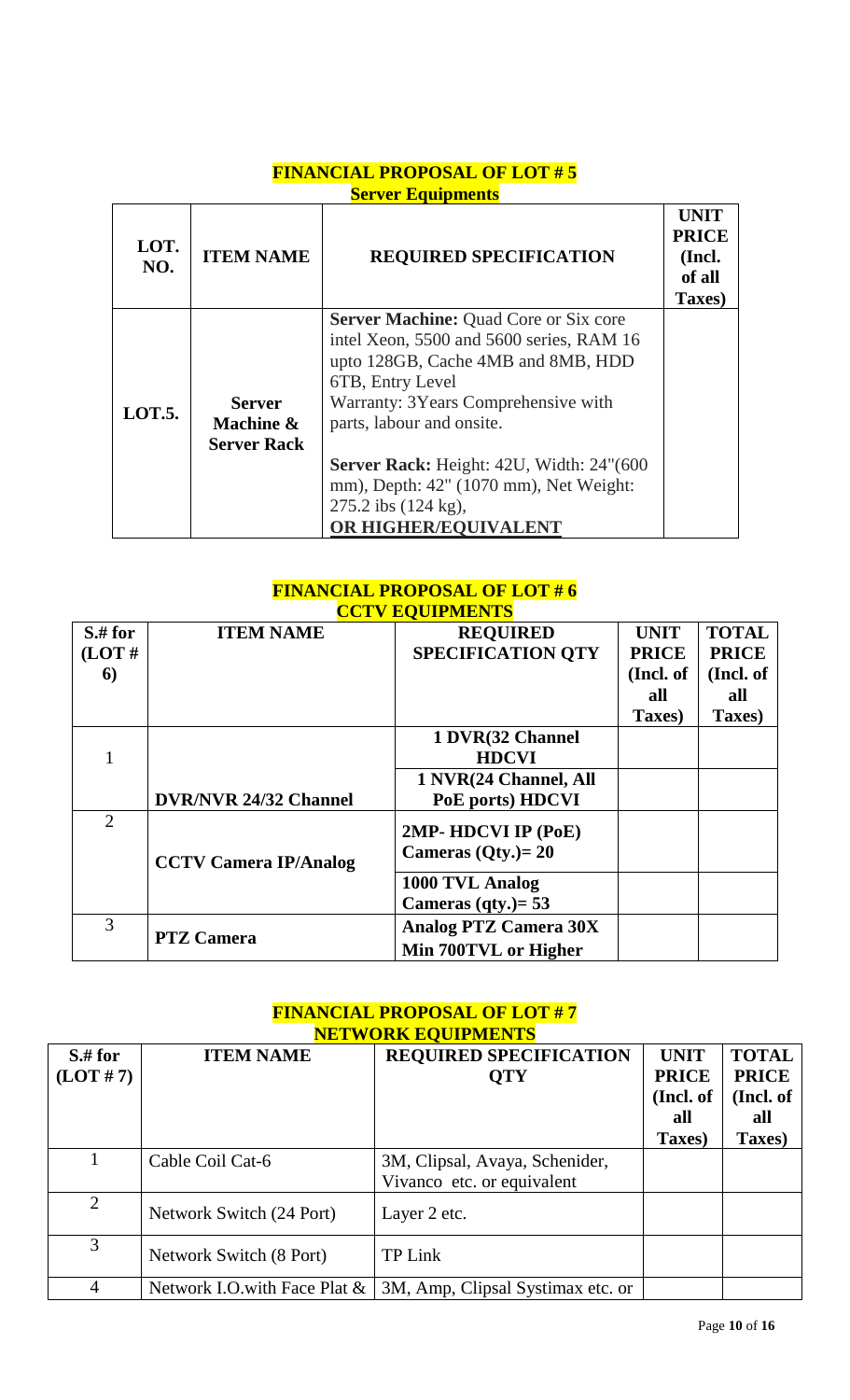**FINANCIAL PROPOSAL OF LOT # 5**

**Server Equipments**

| LOT. NO. | ITEM NAME | REQUIRED SPECIFICATION | UNIT PRICE (Incl. of all Taxes) |
|---|---|---|---|
| LOT.5. | **Server Machine & Server Rack** | **Server Machine:** Quad Core or Six core intel Xeon, 5500 and 5600 series, RAM 16 upto 128GB, Cache 4MB and 8MB, HDD 6TB, Entry Level Warranty: 3Years Comprehensive with parts, labour and onsite. **Server Rack:** Height: 42U, Width: 24"(600 mm), Depth: 42" (1070 mm), Net Weight: 275.2 ibs (124 kg), **OR HIGHER/EQUIVALENT** | |

**FINANCIAL PROPOSAL OF LOT # 6**

**CCTV EQUIPMENTS**

| S.# for (LOT # 6) | ITEM NAME | REQUIRED SPECIFICATION QTY | UNIT PRICE (Incl. of all Taxes) | TOTAL PRICE (Incl. of all Taxes) |
|---|---|---|---|---|
| 1 | **DVR/NVR 24/32 Channel** | **1 DVR(32 Channel HDCVI** | | |
| | | **1 NVR(24 Channel, All PoE ports) HDCVI** | | |
| 2 | **CCTV Camera IP/Analog** | **2MP- HDCVI IP (PoE) Cameras (Qty.)= 20** | | |
| | | **1000 TVL Analog Cameras (qty.)= 53** | | |
| 3 | **PTZ Camera** | **Analog PTZ Camera 30X Min 700TVL or Higher** | | |

**FINANCIAL PROPOSAL OF LOT # 7**

**NETWORK EQUIPMENTS**

| S.# for (LOT # 7) | ITEM NAME | REQUIRED SPECIFICATION QTY | UNIT PRICE (Incl. of all Taxes) | TOTAL PRICE (Incl. of all Taxes) |
|---|---|---|---|---|
| 1 | Cable Coil Cat-6 | 3M, Clipsal, Avaya, Schenider, Vivanco etc. or equivalent | | |
| 2 | Network Switch (24 Port) | Layer 2 etc. | | |
| 3 | Network Switch (8 Port) | TP Link | | |
| 4 | Network I.O.with Face Plat & | 3M, Amp, Clipsal Systimax etc. or | | |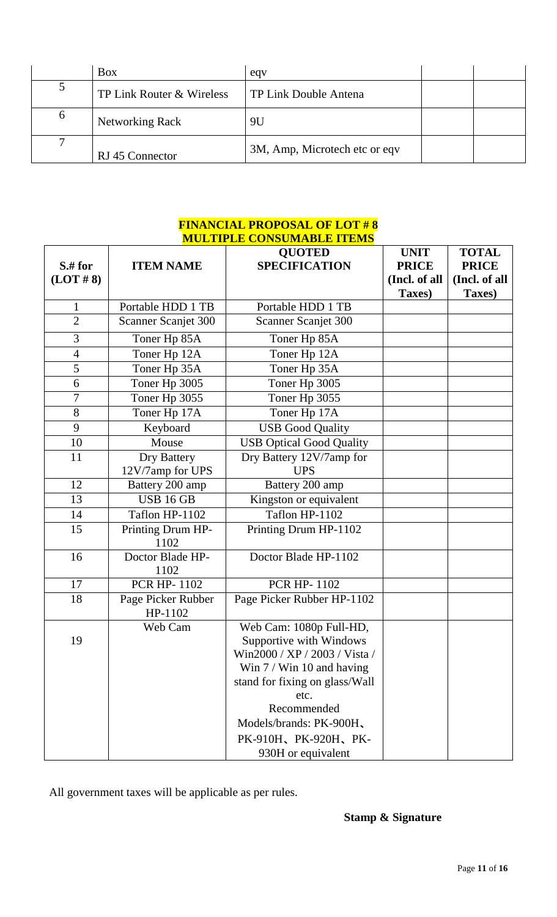| | Box | eqv | | |
|---|---|---|---|---|
| 5 | TP Link Router & Wireless | TP Link Double Antena | | |
| 6 | Networking Rack | 9U | | |
| 7 | RJ 45 Connector | 3M, Amp, Microtech etc or eqv | | |

**FINANCIAL PROPOSAL OF LOT # 8**
**MULTIPLE CONSUMABLE ITEMS**

| S.# for (LOT # 8) | ITEM NAME | QUOTED SPECIFICATION | UNIT PRICE (Incl. of all Taxes) | TOTAL PRICE (Incl. of all Taxes) |
|---|---|---|---|---|
| 1 | Portable HDD 1 TB | Portable HDD 1 TB | | |
| 2 | Scanner Scanjet 300 | Scanner Scanjet 300 | | |
| 3 | Toner Hp 85A | Toner Hp 85A | | |
| 4 | Toner Hp 12A | Toner Hp 12A | | |
| 5 | Toner Hp 35A | Toner Hp 35A | | |
| 6 | Toner Hp 3005 | Toner Hp 3005 | | |
| 7 | Toner Hp 3055 | Toner Hp 3055 | | |
| 8 | Toner Hp 17A | Toner Hp 17A | | |
| 9 | Keyboard | USB Good Quality | | |
| 10 | Mouse | USB Optical Good Quality | | |
| 11 | Dry Battery 12V/7amp for UPS | Dry Battery 12V/7amp for UPS | | |
| 12 | Battery 200 amp | Battery 200 amp | | |
| 13 | USB 16 GB | Kingston or equivalent | | |
| 14 | Taflon HP-1102 | Taflon HP-1102 | | |
| 15 | Printing Drum HP-1102 | Printing Drum HP-1102 | | |
| 16 | Doctor Blade HP-1102 | Doctor Blade HP-1102 | | |
| 17 | PCR HP- 1102 | PCR HP- 1102 | | |
| 18 | Page Picker Rubber HP-1102 | Page Picker Rubber HP-1102 | | |
| 19 | Web Cam | Web Cam: 1080p Full-HD, Supportive with Windows Win2000 / XP / 2003 / Vista / Win 7 / Win 10 and having stand for fixing on glass/Wall etc. Recommended Models/brands: PK-900H、PK-910H、PK-920H、PK-930H or equivalent | | |

All government taxes will be applicable as per rules.

**Stamp & Signature**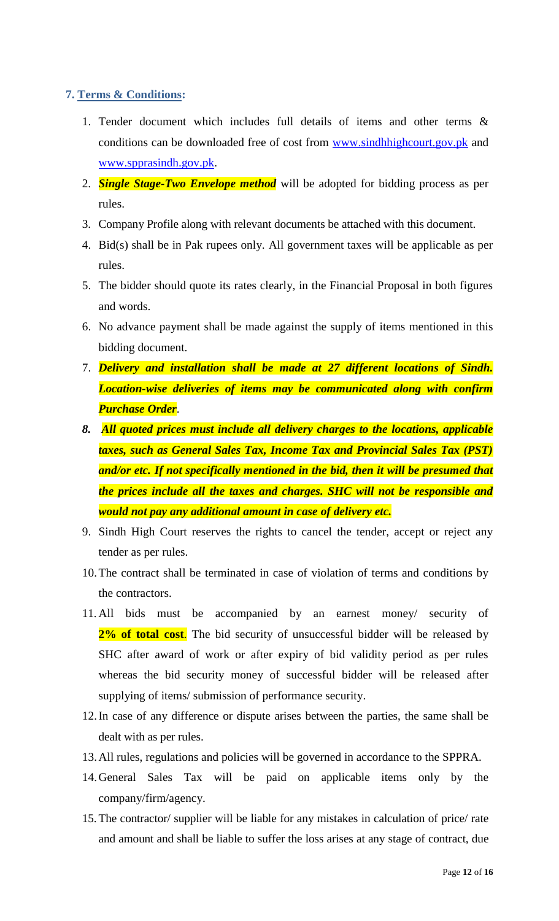## 7. Terms & Conditions:

1. Tender document which includes full details of items and other terms & conditions can be downloaded free of cost from [www.sindhhighcourt.gov.pk](http://www.sindhhighcourt.gov.pk) and [www.spprasindh.gov.pk](http://www.spprasindh.gov.pk).
2. ***Single Stage-Two Envelope method*** will be adopted for bidding process as per rules.
3. Company Profile along with relevant documents be attached with this document.
4. Bid(s) shall be in Pak rupees only. All government taxes will be applicable as per rules.
5. The bidder should quote its rates clearly, in the Financial Proposal in both figures and words.
6. No advance payment shall be made against the supply of items mentioned in this bidding document.
7. ***Delivery and installation shall be made at 27 different locations of Sindh. Location-wise deliveries of items may be communicated along with confirm Purchase Order***.
8. ***All quoted prices must include all delivery charges to the locations, applicable taxes, such as General Sales Tax, Income Tax and Provincial Sales Tax (PST) and/or etc. If not specifically mentioned in the bid, then it will be presumed that the prices include all the taxes and charges. SHC will not be responsible and would not pay any additional amount in case of delivery etc.***
9. Sindh High Court reserves the rights to cancel the tender, accept or reject any tender as per rules.
10. The contract shall be terminated in case of violation of terms and conditions by the contractors.
11. All bids must be accompanied by an earnest money/ security of **2% of total cost**. The bid security of unsuccessful bidder will be released by SHC after award of work or after expiry of bid validity period as per rules whereas the bid security money of successful bidder will be released after supplying of items/ submission of performance security.
12. In case of any difference or dispute arises between the parties, the same shall be dealt with as per rules.
13. All rules, regulations and policies will be governed in accordance to the SPPRA.
14. General Sales Tax will be paid on applicable items only by the company/firm/agency.
15. The contractor/ supplier will be liable for any mistakes in calculation of price/ rate and amount and shall be liable to suffer the loss arises at any stage of contract, due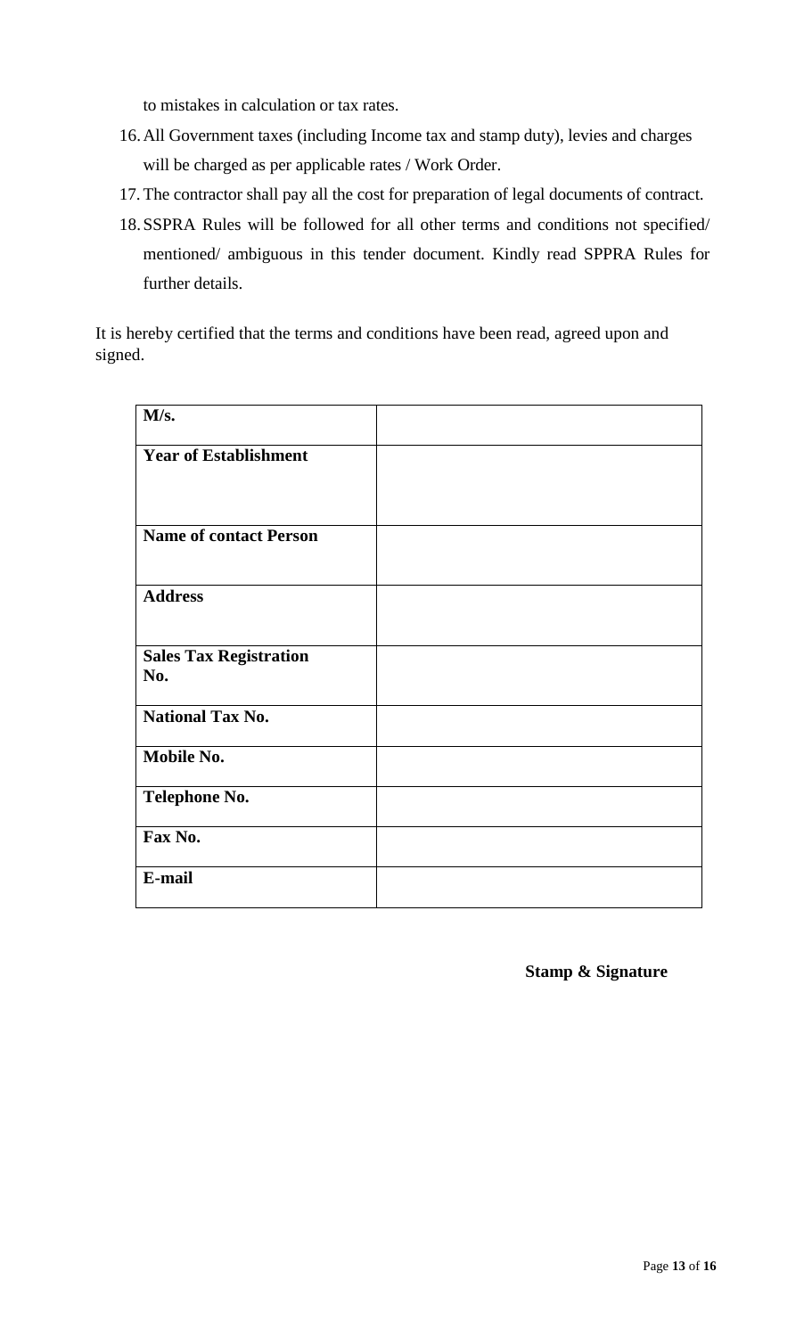to mistakes in calculation or tax rates.

16. All Government taxes (including Income tax and stamp duty), levies and charges will be charged as per applicable rates / Work Order.
17. The contractor shall pay all the cost for preparation of legal documents of contract.
18. SSPRA Rules will be followed for all other terms and conditions not specified/ mentioned/ ambiguous in this tender document. Kindly read SPPRA Rules for further details.

It is hereby certified that the terms and conditions have been read, agreed upon and signed.

| **M/s.** | |
|---|---|
| **Year of Establishment** | |
| **Name of contact Person** | |
| **Address** | |
| **Sales Tax Registration No.** | |
| **National Tax No.** | |
| **Mobile No.** | |
| **Telephone No.** | |
| **Fax No.** | |
| **E-mail** | |

**Stamp & Signature**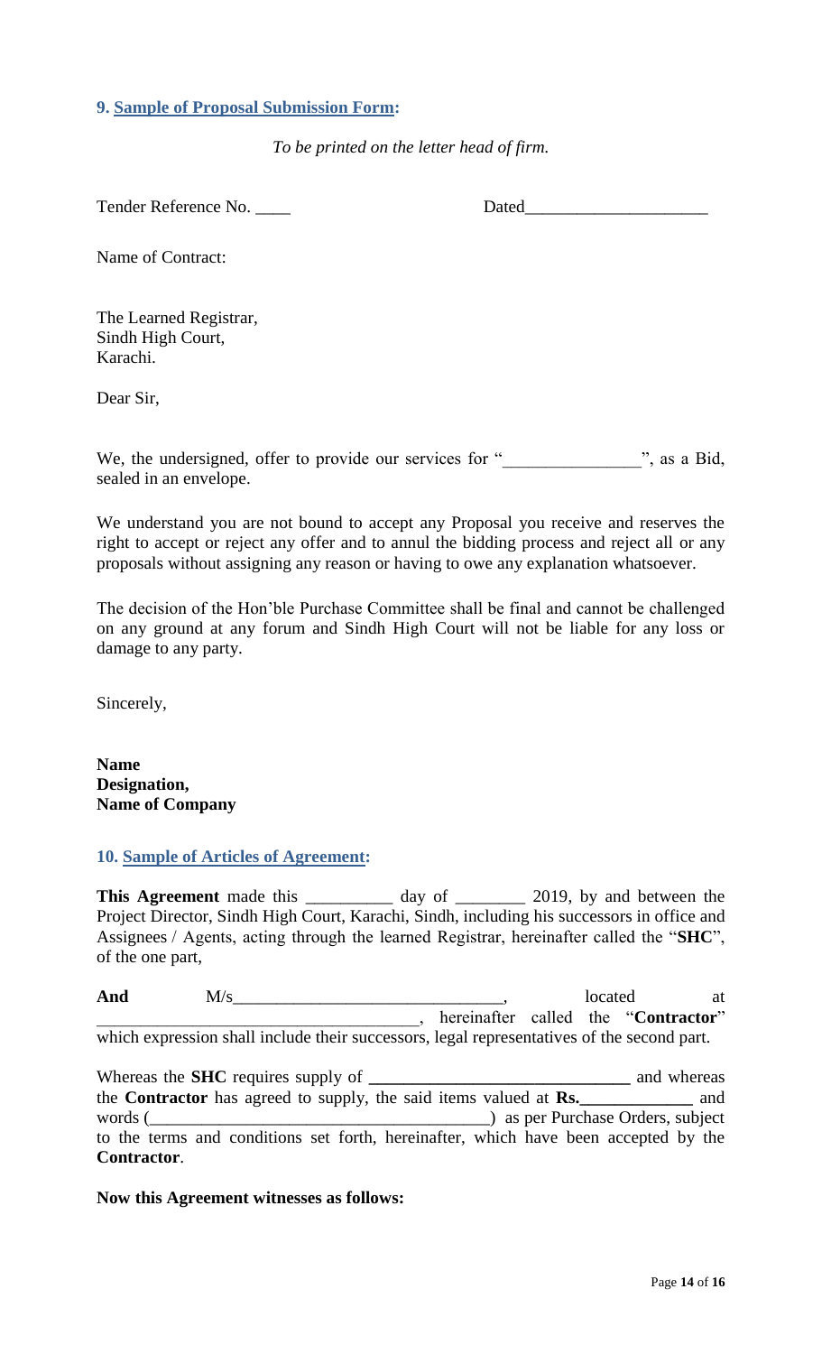## 9. Sample of Proposal Submission Form:

*To be printed on the letter head of firm.*

Tender Reference No. ____ Dated_____________________

Name of Contract:

The Learned Registrar,
Sindh High Court,
Karachi.

Dear Sir,

We, the undersigned, offer to provide our services for "_______________", as a Bid, sealed in an envelope.

We understand you are not bound to accept any Proposal you receive and reserves the right to accept or reject any offer and to annul the bidding process and reject all or any proposals without assigning any reason or having to owe any explanation whatsoever.

The decision of the Hon'ble Purchase Committee shall be final and cannot be challenged on any ground at any forum and Sindh High Court will not be liable for any loss or damage to any party.

Sincerely,

**Name**
**Designation,**
**Name of Company**

## 10. Sample of Articles of Agreement:

**This Agreement** made this __________ day of ________ 2019, by and between the Project Director, Sindh High Court, Karachi, Sindh, including his successors in office and Assignees / Agents, acting through the learned Registrar, hereinafter called the "**SHC**", of the one part,

**And** M/s______________________________, located at ____________________________________, hereinafter called the "**Contractor**" which expression shall include their successors, legal representatives of the second part.

Whereas the **SHC** requires supply of **______________________________** and whereas the **Contractor** has agreed to supply, the said items valued at **Rs.\_\_\_\_\_\_\_\_\_\_\_\_\_** and words (_______________________________________) as per Purchase Orders, subject to the terms and conditions set forth, hereinafter, which have been accepted by the **Contractor**.

**Now this Agreement witnesses as follows:**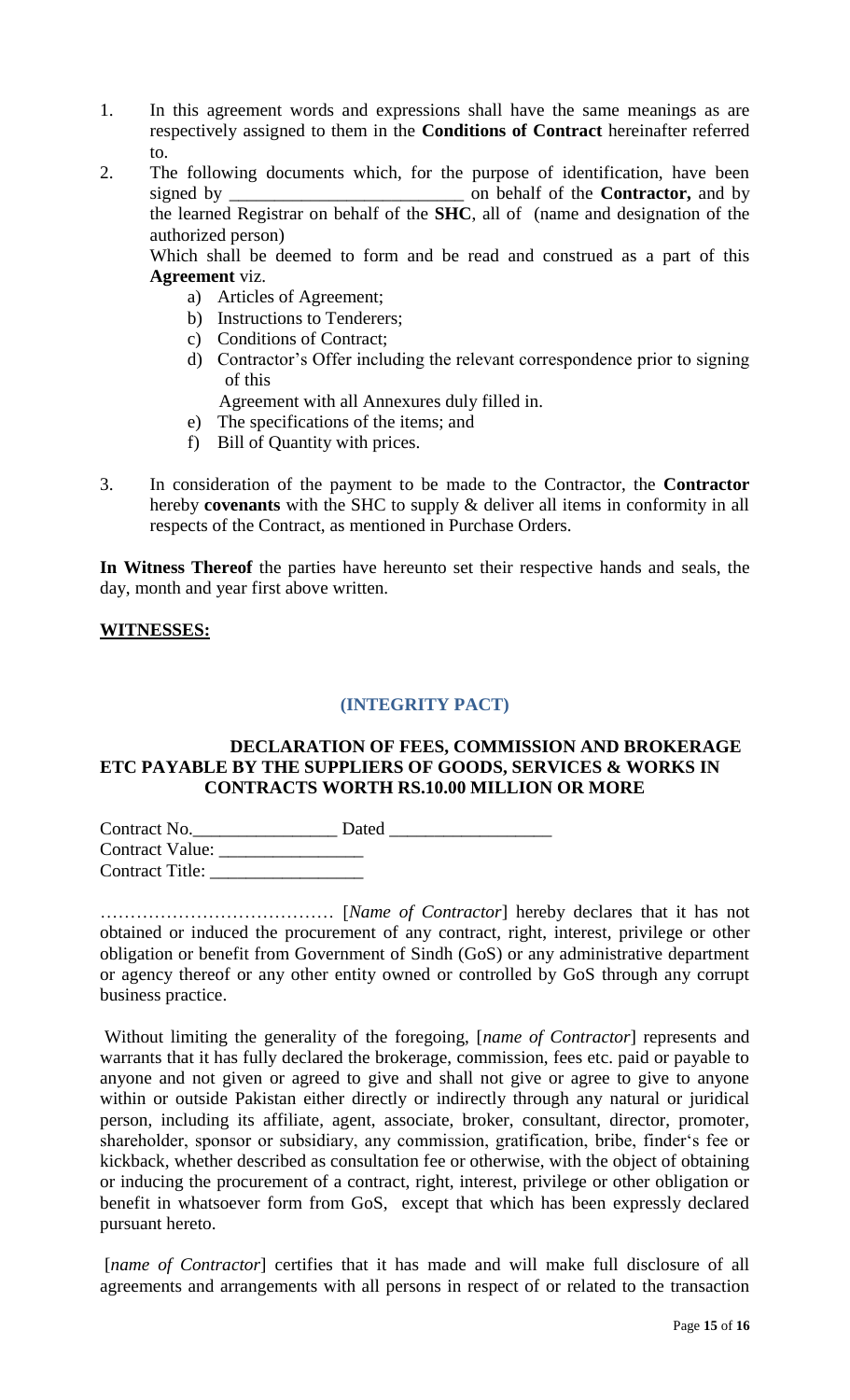1. In this agreement words and expressions shall have the same meanings as are respectively assigned to them in the **Conditions of Contract** hereinafter referred to.
2. The following documents which, for the purpose of identification, have been signed by __________________________ on behalf of the **Contractor,** and by the learned Registrar on behalf of the **SHC**, all of (name and designation of the authorized person)

   Which shall be deemed to form and be read and construed as a part of this **Agreement** viz.

   a) Articles of Agreement;
   b) Instructions to Tenderers;
   c) Conditions of Contract;
   d) Contractor's Offer including the relevant correspondence prior to signing of this

      Agreement with all Annexures duly filled in.
   e) The specifications of the items; and
   f) Bill of Quantity with prices.

3. In consideration of the payment to be made to the Contractor, the **Contractor** hereby **covenants** with the SHC to supply & deliver all items in conformity in all respects of the Contract, as mentioned in Purchase Orders.

**In Witness Thereof** the parties have hereunto set their respective hands and seals, the day, month and year first above written.

**WITNESSES:**

## (INTEGRITY PACT)

### DECLARATION OF FEES, COMMISSION AND BROKERAGE ETC PAYABLE BY THE SUPPLIERS OF GOODS, SERVICES & WORKS IN CONTRACTS WORTH RS.10.00 MILLION OR MORE

Contract No.________________ Dated __________________
Contract Value: ________________
Contract Title: _________________

………………………………… [*Name of Contractor*] hereby declares that it has not obtained or induced the procurement of any contract, right, interest, privilege or other obligation or benefit from Government of Sindh (GoS) or any administrative department or agency thereof or any other entity owned or controlled by GoS through any corrupt business practice.

Without limiting the generality of the foregoing, [*name of Contractor*] represents and warrants that it has fully declared the brokerage, commission, fees etc. paid or payable to anyone and not given or agreed to give and shall not give or agree to give to anyone within or outside Pakistan either directly or indirectly through any natural or juridical person, including its affiliate, agent, associate, broker, consultant, director, promoter, shareholder, sponsor or subsidiary, any commission, gratification, bribe, finder's fee or kickback, whether described as consultation fee or otherwise, with the object of obtaining or inducing the procurement of a contract, right, interest, privilege or other obligation or benefit in whatsoever form from GoS, except that which has been expressly declared pursuant hereto.

[*name of Contractor*] certifies that it has made and will make full disclosure of all agreements and arrangements with all persons in respect of or related to the transaction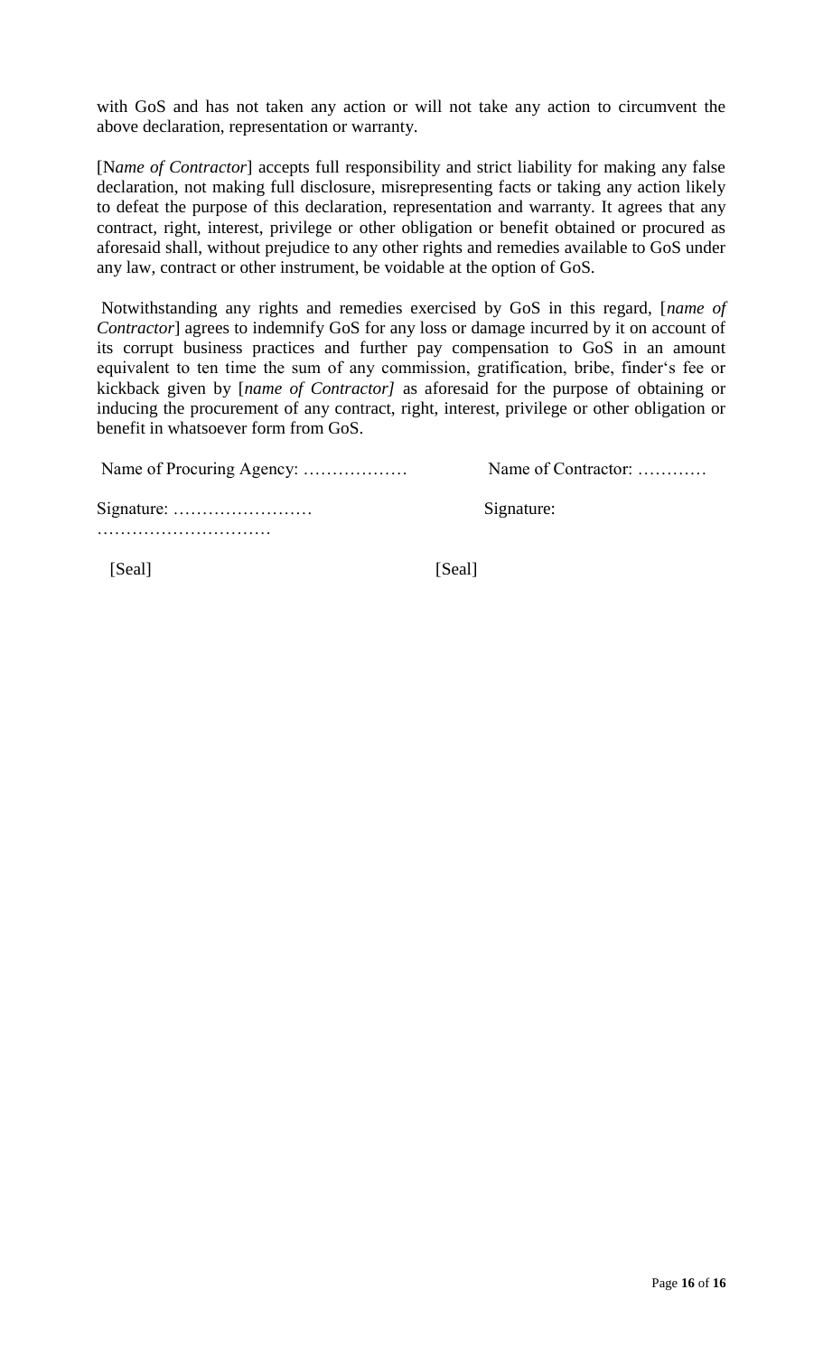with GoS and has not taken any action or will not take any action to circumvent the above declaration, representation or warranty.

[N*ame of Contractor*] accepts full responsibility and strict liability for making any false declaration, not making full disclosure, misrepresenting facts or taking any action likely to defeat the purpose of this declaration, representation and warranty. It agrees that any contract, right, interest, privilege or other obligation or benefit obtained or procured as aforesaid shall, without prejudice to any other rights and remedies available to GoS under any law, contract or other instrument, be voidable at the option of GoS.

Notwithstanding any rights and remedies exercised by GoS in this regard, [*name of Contractor*] agrees to indemnify GoS for any loss or damage incurred by it on account of its corrupt business practices and further pay compensation to GoS in an amount equivalent to ten time the sum of any commission, gratification, bribe, finder's fee or kickback given by [*name of Contractor]* as aforesaid for the purpose of obtaining or inducing the procurement of any contract, right, interest, privilege or other obligation or benefit in whatsoever form from GoS.

| | |
|---|---|
| Name of Procuring Agency: ……………… | Name of Contractor: ………… |
| Signature: …………………… | Signature: ………………………… |
| [Seal] | [Seal] |